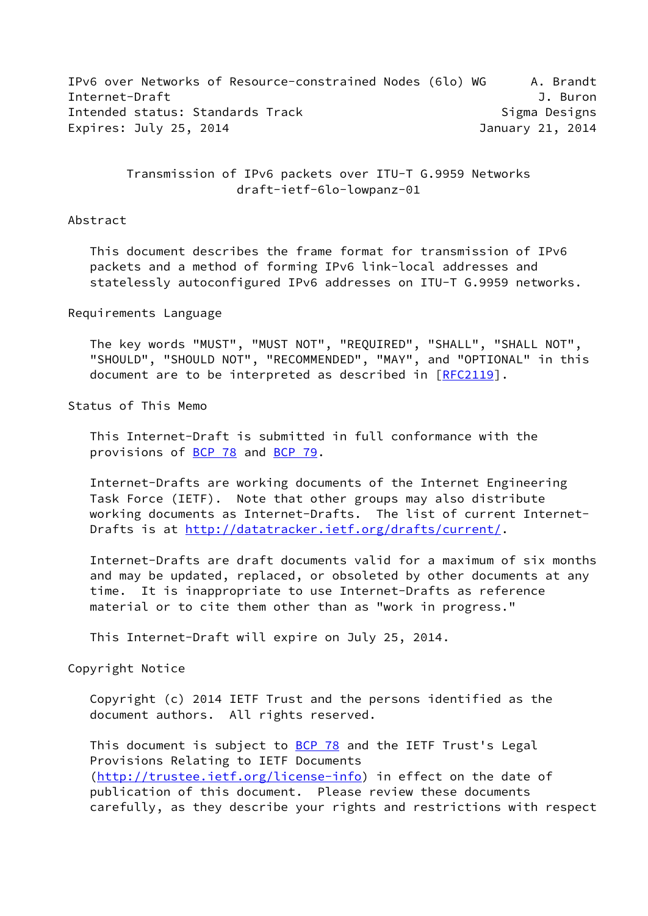IPv6 over Networks of Resource-constrained Nodes (6lo) WG      A. Brandt
Internet-Draft                                                  J. Buron
Intended status: Standards Track                           Sigma Designs
Expires: July 25, 2014                                  January 21, 2014

# Transmission of IPv6 packets over ITU-T G.9959 Networks
draft-ietf-6lo-lowpanz-01

## Abstract

This document describes the frame format for transmission of IPv6 packets and a method of forming IPv6 link-local addresses and statelessly autoconfigured IPv6 addresses on ITU-T G.9959 networks.

## Requirements Language

The key words "MUST", "MUST NOT", "REQUIRED", "SHALL", "SHALL NOT", "SHOULD", "SHOULD NOT", "RECOMMENDED", "MAY", and "OPTIONAL" in this document are to be interpreted as described in [RFC2119].

## Status of This Memo

This Internet-Draft is submitted in full conformance with the provisions of BCP 78 and BCP 79.

Internet-Drafts are working documents of the Internet Engineering Task Force (IETF). Note that other groups may also distribute working documents as Internet-Drafts. The list of current Internet-Drafts is at http://datatracker.ietf.org/drafts/current/.

Internet-Drafts are draft documents valid for a maximum of six months and may be updated, replaced, or obsoleted by other documents at any time. It is inappropriate to use Internet-Drafts as reference material or to cite them other than as "work in progress."

This Internet-Draft will expire on July 25, 2014.

## Copyright Notice

Copyright (c) 2014 IETF Trust and the persons identified as the document authors. All rights reserved.

This document is subject to BCP 78 and the IETF Trust's Legal Provisions Relating to IETF Documents (http://trustee.ietf.org/license-info) in effect on the date of publication of this document. Please review these documents carefully, as they describe your rights and restrictions with respect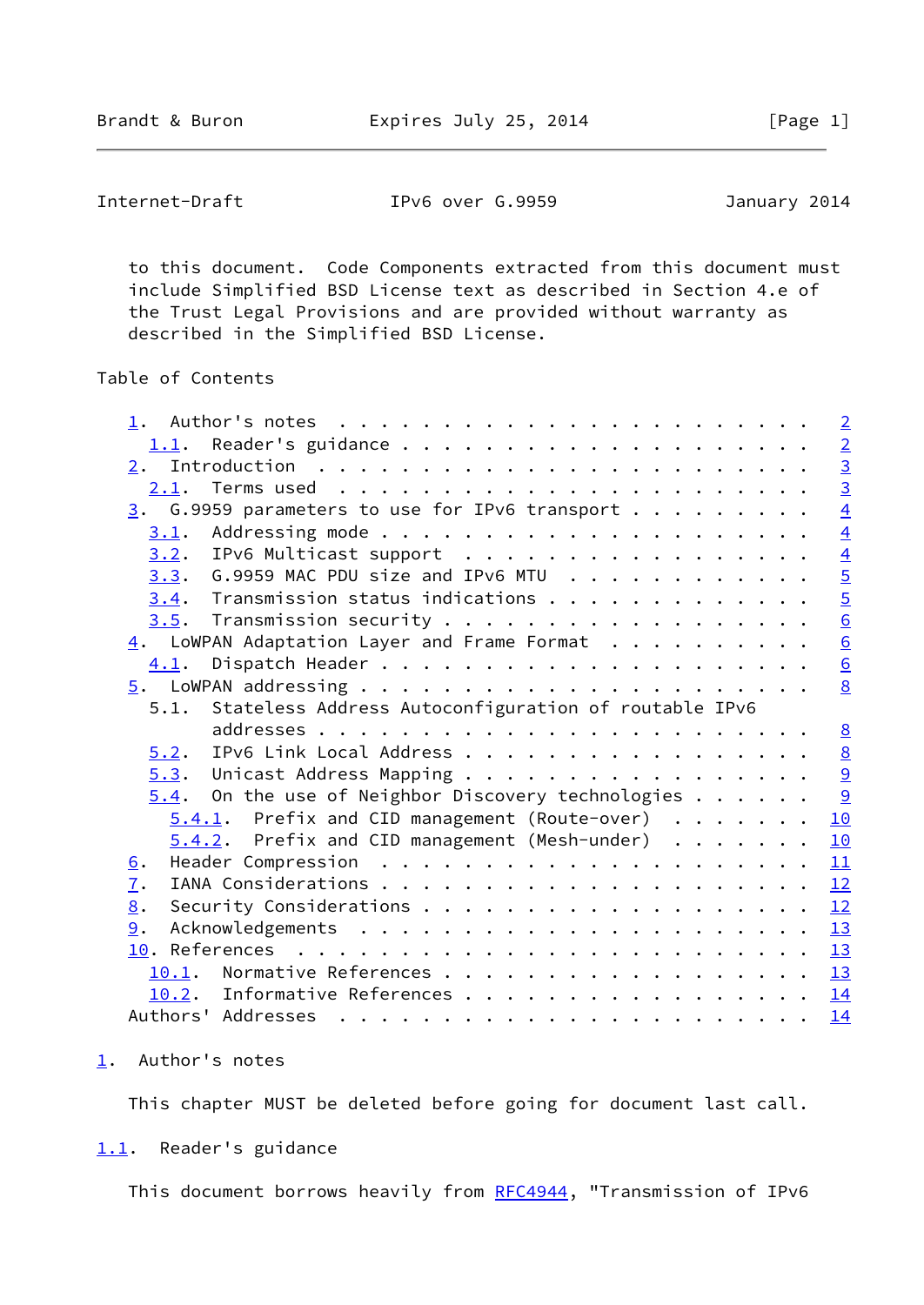to this document. Code Components extracted from this document must include Simplified BSD License text as described in Section 4.e of the Trust Legal Provisions and are provided without warranty as described in the Simplified BSD License.

Table of Contents

```
   1.  Author's notes . . . . . . . . . . . . . . . . . . . . . . . .   2
     1.1.  Reader's guidance  . . . . . . . . . . . . . . . . . . . .   2
   2.  Introduction . . . . . . . . . . . . . . . . . . . . . . . . .   3
     2.1.  Terms used . . . . . . . . . . . . . . . . . . . . . . . .   3
   3.  G.9959 parameters to use for IPv6 transport  . . . . . . . . .   4
     3.1.  Addressing mode  . . . . . . . . . . . . . . . . . . . . .   4
     3.2.  IPv6 Multicast support . . . . . . . . . . . . . . . . . .   4
     3.3.  G.9959 MAC PDU size and IPv6 MTU . . . . . . . . . . . . .   5
     3.4.  Transmission status indications  . . . . . . . . . . . . .   5
     3.5.  Transmission security  . . . . . . . . . . . . . . . . . .   6
   4.  LoWPAN Adaptation Layer and Frame Format . . . . . . . . . . .   6
     4.1.  Dispatch Header  . . . . . . . . . . . . . . . . . . . . .   6
   5.  LoWPAN addressing  . . . . . . . . . . . . . . . . . . . . . .   8
     5.1.  Stateless Address Autoconfiguration of routable IPv6
           addresses  . . . . . . . . . . . . . . . . . . . . . . . .   8
     5.2.  IPv6 Link Local Address  . . . . . . . . . . . . . . . . .   8
     5.3.  Unicast Address Mapping  . . . . . . . . . . . . . . . . .   9
     5.4.  On the use of Neighbor Discovery technologies  . . . . . .   9
       5.4.1.  Prefix and CID management (Route-over) . . . . . . . .  10
       5.4.2.  Prefix and CID management (Mesh-under) . . . . . . . .  10
   6.  Header Compression . . . . . . . . . . . . . . . . . . . . . .  11
   7.  IANA Considerations  . . . . . . . . . . . . . . . . . . . . .  12
   8.  Security Considerations  . . . . . . . . . . . . . . . . . . .  12
   9.  Acknowledgements . . . . . . . . . . . . . . . . . . . . . . .  13
   10. References . . . . . . . . . . . . . . . . . . . . . . . . . .  13
     10.1.  Normative References  . . . . . . . . . . . . . . . . . .  13
     10.2.  Informative References  . . . . . . . . . . . . . . . . .  14
   Authors' Addresses . . . . . . . . . . . . . . . . . . . . . . . .  14
```

## 1. Author's notes

This chapter MUST be deleted before going for document last call.

### 1.1. Reader's guidance

This document borrows heavily from RFC4944, "Transmission of IPv6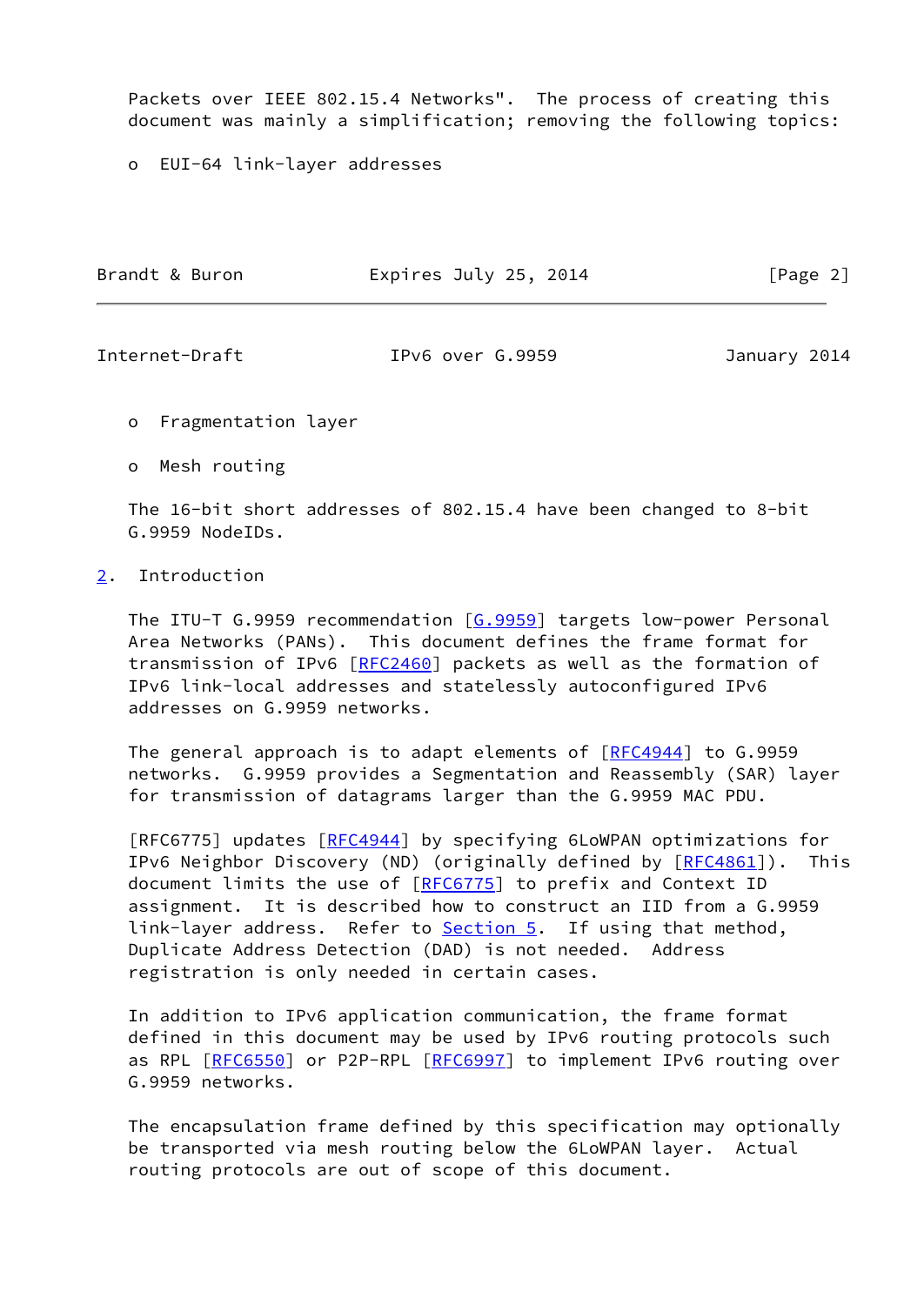Packets over IEEE 802.15.4 Networks". The process of creating this document was mainly a simplification; removing the following topics:

- EUI-64 link-layer addresses
- Fragmentation layer
- Mesh routing

The 16-bit short addresses of 802.15.4 have been changed to 8-bit G.9959 NodeIDs.

## 2. Introduction

The ITU-T G.9959 recommendation [G.9959] targets low-power Personal Area Networks (PANs). This document defines the frame format for transmission of IPv6 [RFC2460] packets as well as the formation of IPv6 link-local addresses and statelessly autoconfigured IPv6 addresses on G.9959 networks.

The general approach is to adapt elements of [RFC4944] to G.9959 networks. G.9959 provides a Segmentation and Reassembly (SAR) layer for transmission of datagrams larger than the G.9959 MAC PDU.

[RFC6775] updates [RFC4944] by specifying 6LoWPAN optimizations for IPv6 Neighbor Discovery (ND) (originally defined by [RFC4861]). This document limits the use of [RFC6775] to prefix and Context ID assignment. It is described how to construct an IID from a G.9959 link-layer address. Refer to Section 5. If using that method, Duplicate Address Detection (DAD) is not needed. Address registration is only needed in certain cases.

In addition to IPv6 application communication, the frame format defined in this document may be used by IPv6 routing protocols such as RPL [RFC6550] or P2P-RPL [RFC6997] to implement IPv6 routing over G.9959 networks.

The encapsulation frame defined by this specification may optionally be transported via mesh routing below the 6LoWPAN layer. Actual routing protocols are out of scope of this document.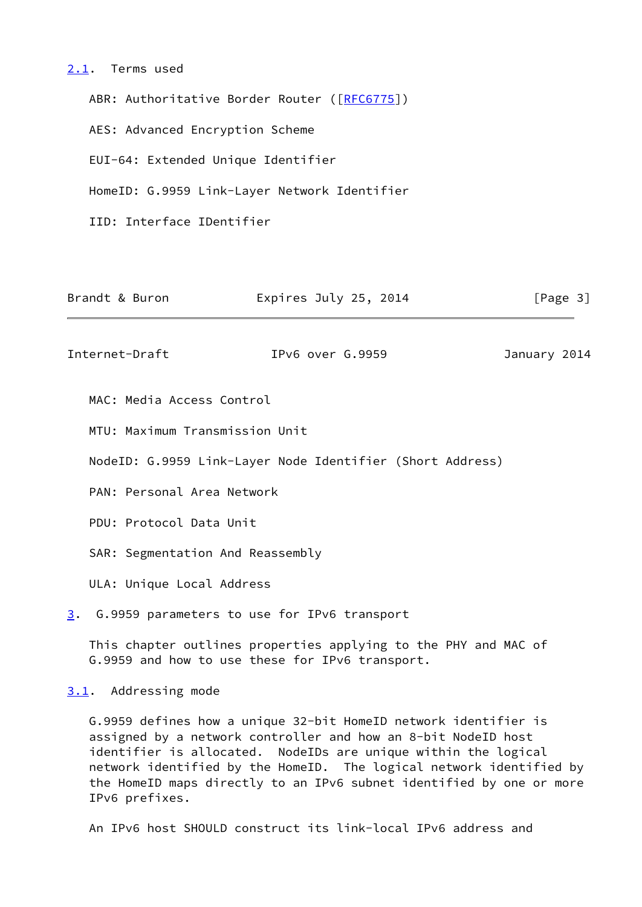### 2.1. Terms used

ABR: Authoritative Border Router ([RFC6775])

AES: Advanced Encryption Scheme

EUI-64: Extended Unique Identifier

HomeID: G.9959 Link-Layer Network Identifier

IID: Interface IDentifier

MAC: Media Access Control

MTU: Maximum Transmission Unit

NodeID: G.9959 Link-Layer Node Identifier (Short Address)

PAN: Personal Area Network

PDU: Protocol Data Unit

SAR: Segmentation And Reassembly

ULA: Unique Local Address

## 3. G.9959 parameters to use for IPv6 transport

This chapter outlines properties applying to the PHY and MAC of G.9959 and how to use these for IPv6 transport.

### 3.1. Addressing mode

G.9959 defines how a unique 32-bit HomeID network identifier is assigned by a network controller and how an 8-bit NodeID host identifier is allocated. NodeIDs are unique within the logical network identified by the HomeID. The logical network identified by the HomeID maps directly to an IPv6 subnet identified by one or more IPv6 prefixes.

An IPv6 host SHOULD construct its link-local IPv6 address and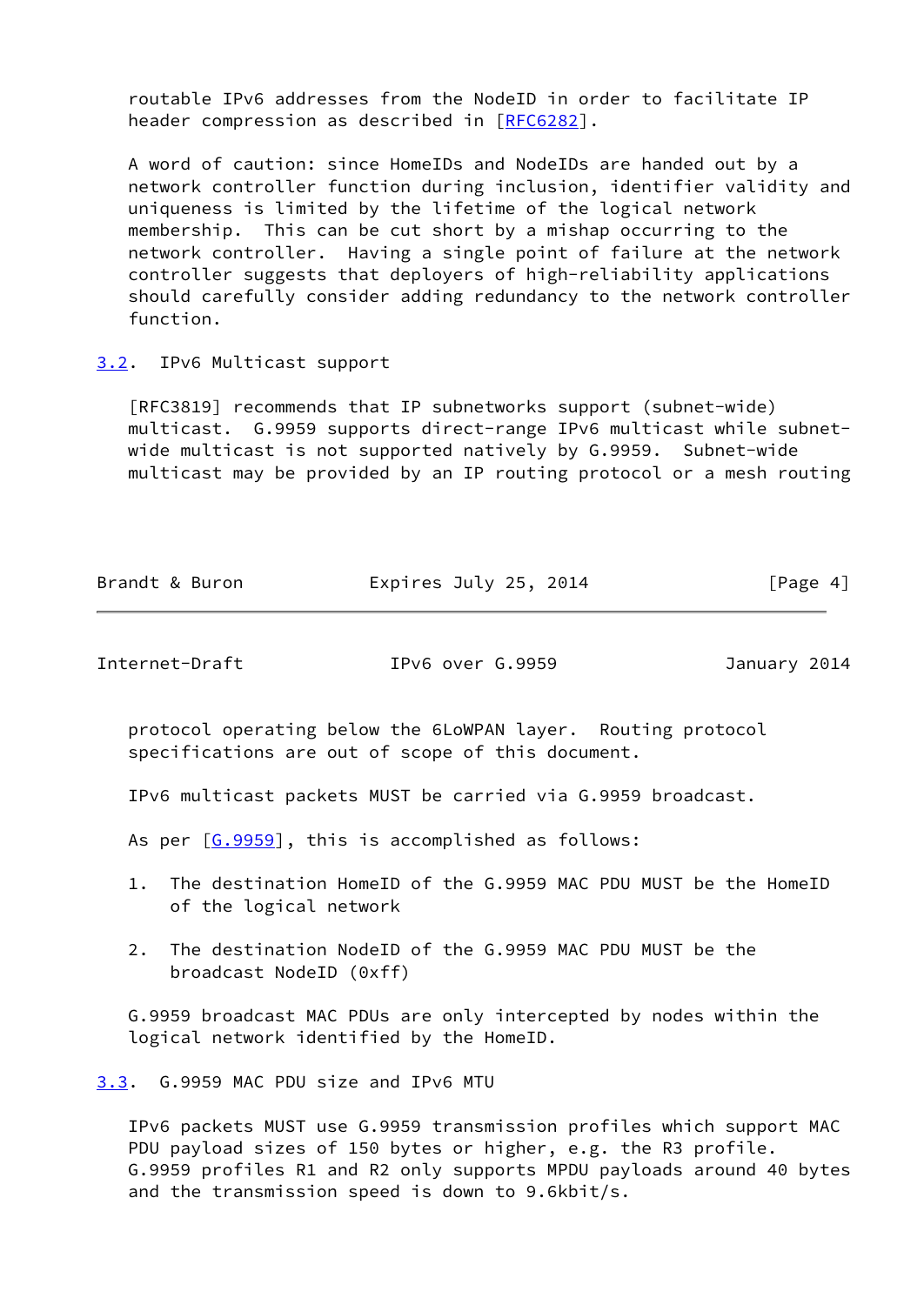routable IPv6 addresses from the NodeID in order to facilitate IP header compression as described in [RFC6282].

A word of caution: since HomeIDs and NodeIDs are handed out by a network controller function during inclusion, identifier validity and uniqueness is limited by the lifetime of the logical network membership. This can be cut short by a mishap occurring to the network controller. Having a single point of failure at the network controller suggests that deployers of high-reliability applications should carefully consider adding redundancy to the network controller function.

### 3.2. IPv6 Multicast support

[RFC3819] recommends that IP subnetworks support (subnet-wide) multicast. G.9959 supports direct-range IPv6 multicast while subnet-wide multicast is not supported natively by G.9959. Subnet-wide multicast may be provided by an IP routing protocol or a mesh routing protocol operating below the 6LoWPAN layer. Routing protocol specifications are out of scope of this document.

IPv6 multicast packets MUST be carried via G.9959 broadcast.

As per [G.9959], this is accomplished as follows:

1. The destination HomeID of the G.9959 MAC PDU MUST be the HomeID of the logical network

2. The destination NodeID of the G.9959 MAC PDU MUST be the broadcast NodeID (0xff)

G.9959 broadcast MAC PDUs are only intercepted by nodes within the logical network identified by the HomeID.

### 3.3. G.9959 MAC PDU size and IPv6 MTU

IPv6 packets MUST use G.9959 transmission profiles which support MAC PDU payload sizes of 150 bytes or higher, e.g. the R3 profile. G.9959 profiles R1 and R2 only supports MPDU payloads around 40 bytes and the transmission speed is down to 9.6kbit/s.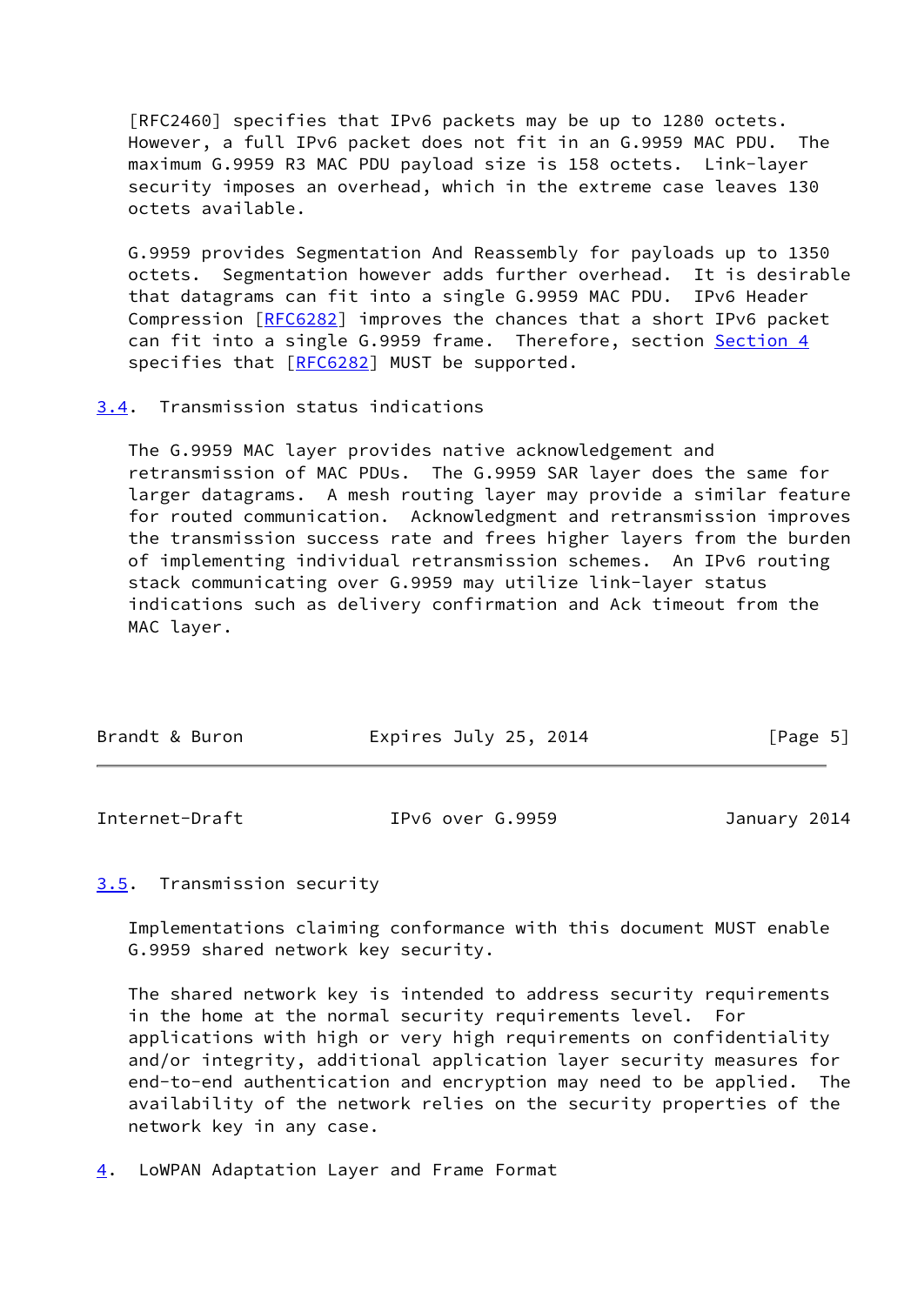[RFC2460] specifies that IPv6 packets may be up to 1280 octets. However, a full IPv6 packet does not fit in an G.9959 MAC PDU. The maximum G.9959 R3 MAC PDU payload size is 158 octets. Link-layer security imposes an overhead, which in the extreme case leaves 130 octets available.

G.9959 provides Segmentation And Reassembly for payloads up to 1350 octets. Segmentation however adds further overhead. It is desirable that datagrams can fit into a single G.9959 MAC PDU. IPv6 Header Compression [RFC6282] improves the chances that a short IPv6 packet can fit into a single G.9959 frame. Therefore, section Section 4 specifies that [RFC6282] MUST be supported.

### 3.4. Transmission status indications

The G.9959 MAC layer provides native acknowledgement and retransmission of MAC PDUs. The G.9959 SAR layer does the same for larger datagrams. A mesh routing layer may provide a similar feature for routed communication. Acknowledgment and retransmission improves the transmission success rate and frees higher layers from the burden of implementing individual retransmission schemes. An IPv6 routing stack communicating over G.9959 may utilize link-layer status indications such as delivery confirmation and Ack timeout from the MAC layer.

### 3.5. Transmission security

Implementations claiming conformance with this document MUST enable G.9959 shared network key security.

The shared network key is intended to address security requirements in the home at the normal security requirements level. For applications with high or very high requirements on confidentiality and/or integrity, additional application layer security measures for end-to-end authentication and encryption may need to be applied. The availability of the network relies on the security properties of the network key in any case.

## 4. LoWPAN Adaptation Layer and Frame Format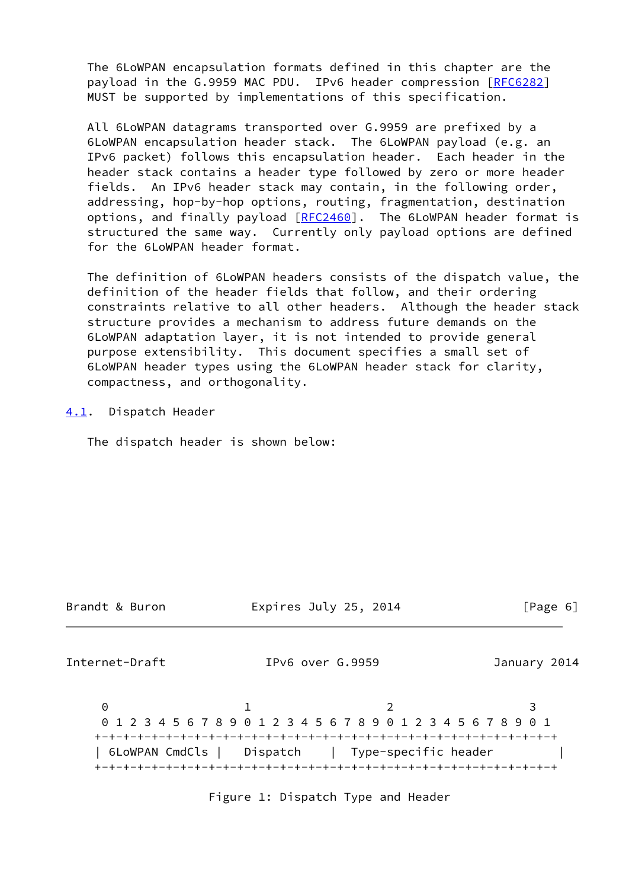The 6LoWPAN encapsulation formats defined in this chapter are the payload in the G.9959 MAC PDU. IPv6 header compression [RFC6282] MUST be supported by implementations of this specification.

All 6LoWPAN datagrams transported over G.9959 are prefixed by a 6LoWPAN encapsulation header stack. The 6LoWPAN payload (e.g. an IPv6 packet) follows this encapsulation header. Each header in the header stack contains a header type followed by zero or more header fields. An IPv6 header stack may contain, in the following order, addressing, hop-by-hop options, routing, fragmentation, destination options, and finally payload [RFC2460]. The 6LoWPAN header format is structured the same way. Currently only payload options are defined for the 6LoWPAN header format.

The definition of 6LoWPAN headers consists of the dispatch value, the definition of the header fields that follow, and their ordering constraints relative to all other headers. Although the header stack structure provides a mechanism to address future demands on the 6LoWPAN adaptation layer, it is not intended to provide general purpose extensibility. This document specifies a small set of 6LoWPAN header types using the 6LoWPAN header stack for clarity, compactness, and orthogonality.

## 4.1. Dispatch Header

The dispatch header is shown below:

```
 0                   1                   2                   3
 0 1 2 3 4 5 6 7 8 9 0 1 2 3 4 5 6 7 8 9 0 1 2 3 4 5 6 7 8 9 0 1
+-+-+-+-+-+-+-+-+-+-+-+-+-+-+-+-+-+-+-+-+-+-+-+-+-+-+-+-+-+-+-+-+
| 6LoWPAN CmdCls |   Dispatch    |  Type-specific header          |
+-+-+-+-+-+-+-+-+-+-+-+-+-+-+-+-+-+-+-+-+-+-+-+-+-+-+-+-+-+-+-+-+
```

Figure 1: Dispatch Type and Header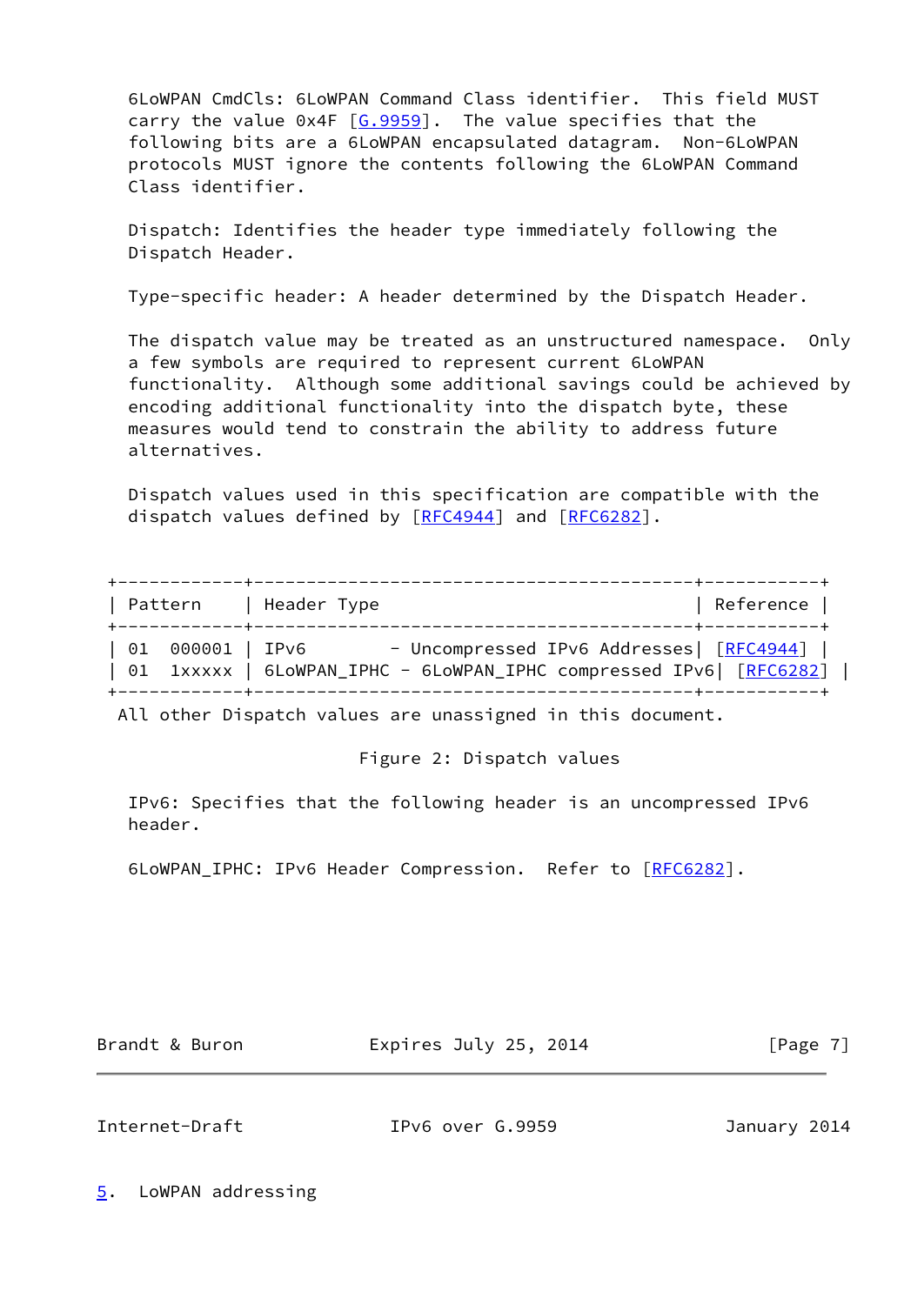6LoWPAN CmdCls: 6LoWPAN Command Class identifier. This field MUST carry the value 0x4F [G.9959]. The value specifies that the following bits are a 6LoWPAN encapsulated datagram. Non-6LoWPAN protocols MUST ignore the contents following the 6LoWPAN Command Class identifier.

Dispatch: Identifies the header type immediately following the Dispatch Header.

Type-specific header: A header determined by the Dispatch Header.

The dispatch value may be treated as an unstructured namespace. Only a few symbols are required to represent current 6LoWPAN functionality. Although some additional savings could be achieved by encoding additional functionality into the dispatch byte, these measures would tend to constrain the ability to address future alternatives.

Dispatch values used in this specification are compatible with the dispatch values defined by [RFC4944] and [RFC6282].

| Pattern | Header Type | Reference |
|---|---|---|
| 01 000001 | IPv6 - Uncompressed IPv6 Addresses | [RFC4944] |
| 01 1xxxxx | 6LoWPAN_IPHC - 6LoWPAN_IPHC compressed IPv6 | [RFC6282] |

All other Dispatch values are unassigned in this document.

Figure 2: Dispatch values

IPv6: Specifies that the following header is an uncompressed IPv6 header.

6LoWPAN_IPHC: IPv6 Header Compression. Refer to [RFC6282].

## 5. LoWPAN addressing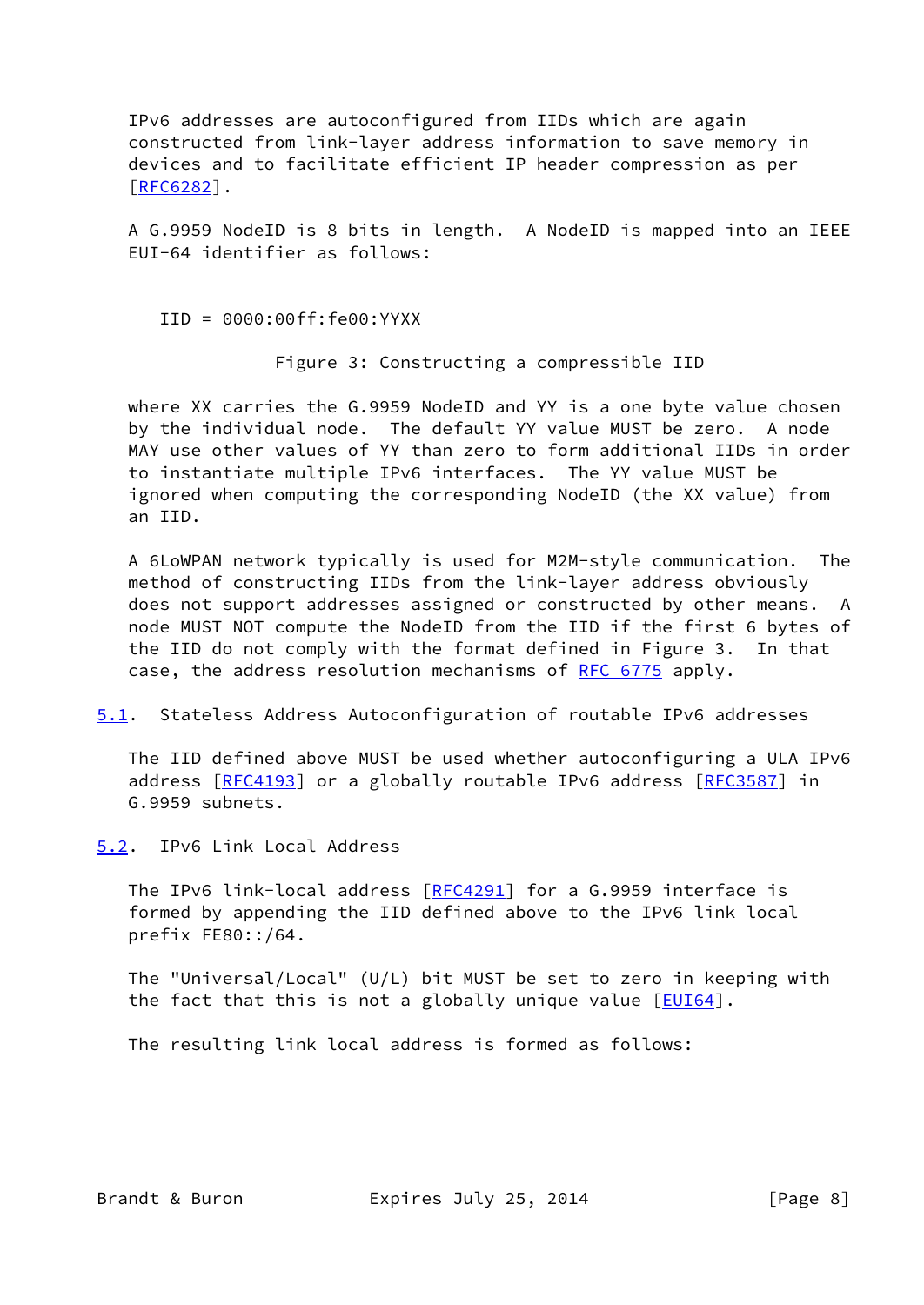IPv6 addresses are autoconfigured from IIDs which are again constructed from link-layer address information to save memory in devices and to facilitate efficient IP header compression as per [RFC6282].

A G.9959 NodeID is 8 bits in length. A NodeID is mapped into an IEEE EUI-64 identifier as follows:

```
IID = 0000:00ff:fe00:YYXX
```

Figure 3: Constructing a compressible IID

where XX carries the G.9959 NodeID and YY is a one byte value chosen by the individual node. The default YY value MUST be zero. A node MAY use other values of YY than zero to form additional IIDs in order to instantiate multiple IPv6 interfaces. The YY value MUST be ignored when computing the corresponding NodeID (the XX value) from an IID.

A 6LoWPAN network typically is used for M2M-style communication. The method of constructing IIDs from the link-layer address obviously does not support addresses assigned or constructed by other means. A node MUST NOT compute the NodeID from the IID if the first 6 bytes of the IID do not comply with the format defined in Figure 3. In that case, the address resolution mechanisms of RFC 6775 apply.

## 5.1. Stateless Address Autoconfiguration of routable IPv6 addresses

The IID defined above MUST be used whether autoconfiguring a ULA IPv6 address [RFC4193] or a globally routable IPv6 address [RFC3587] in G.9959 subnets.

## 5.2. IPv6 Link Local Address

The IPv6 link-local address [RFC4291] for a G.9959 interface is formed by appending the IID defined above to the IPv6 link local prefix FE80::/64.

The "Universal/Local" (U/L) bit MUST be set to zero in keeping with the fact that this is not a globally unique value [EUI64].

The resulting link local address is formed as follows: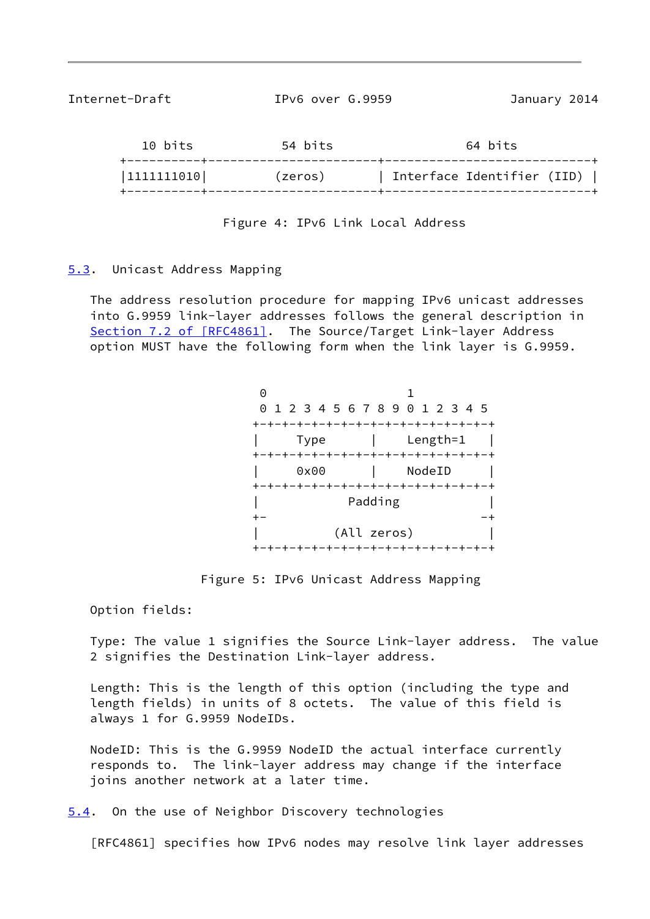```
   10 bits            54 bits                  64 bits
+----------+-----------------------+----------------------------+
|1111111010|        (zeros)        | Interface Identifier (IID) |
+----------+-----------------------+----------------------------+
```

Figure 4: IPv6 Link Local Address

## 5.3. Unicast Address Mapping

The address resolution procedure for mapping IPv6 unicast addresses into G.9959 link-layer addresses follows the general description in Section 7.2 of [RFC4861]. The Source/Target Link-layer Address option MUST have the following form when the link layer is G.9959.

```
 0                   1
 0 1 2 3 4 5 6 7 8 9 0 1 2 3 4 5
+-+-+-+-+-+-+-+-+-+-+-+-+-+-+-+-+
|     Type      |    Length=1   |
+-+-+-+-+-+-+-+-+-+-+-+-+-+-+-+-+
|     0x00      |    NodeID     |
+-+-+-+-+-+-+-+-+-+-+-+-+-+-+-+-+
|            Padding            |
+-                             -+
|          (All zeros)          |
+-+-+-+-+-+-+-+-+-+-+-+-+-+-+-+-+
```

Figure 5: IPv6 Unicast Address Mapping

Option fields:

Type: The value 1 signifies the Source Link-layer address. The value 2 signifies the Destination Link-layer address.

Length: This is the length of this option (including the type and length fields) in units of 8 octets. The value of this field is always 1 for G.9959 NodeIDs.

NodeID: This is the G.9959 NodeID the actual interface currently responds to. The link-layer address may change if the interface joins another network at a later time.

## 5.4. On the use of Neighbor Discovery technologies

[RFC4861] specifies how IPv6 nodes may resolve link layer addresses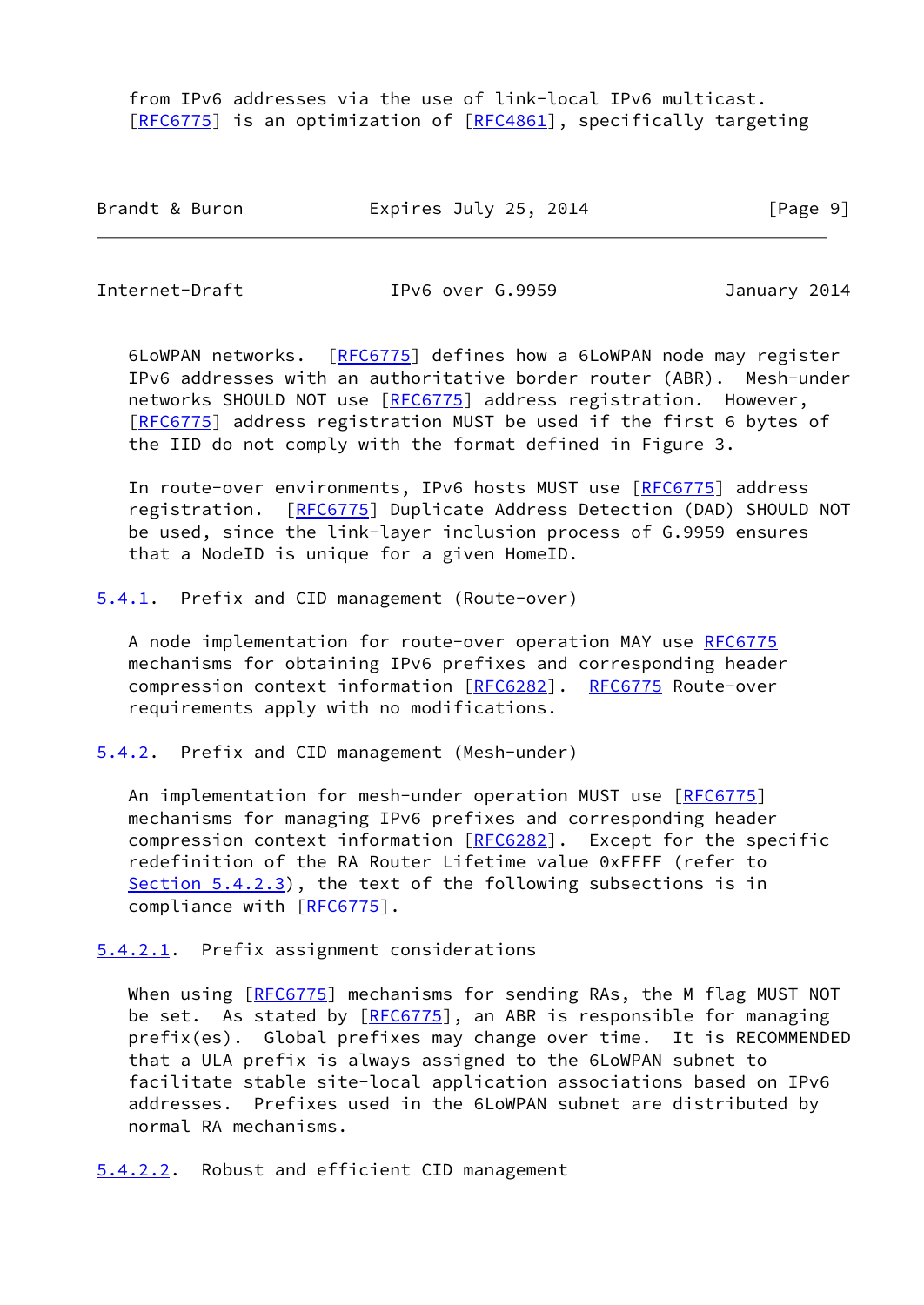from IPv6 addresses via the use of link-local IPv6 multicast. [RFC6775] is an optimization of [RFC4861], specifically targeting 6LoWPAN networks. [RFC6775] defines how a 6LoWPAN node may register IPv6 addresses with an authoritative border router (ABR). Mesh-under networks SHOULD NOT use [RFC6775] address registration. However, [RFC6775] address registration MUST be used if the first 6 bytes of the IID do not comply with the format defined in Figure 3.

In route-over environments, IPv6 hosts MUST use [RFC6775] address registration. [RFC6775] Duplicate Address Detection (DAD) SHOULD NOT be used, since the link-layer inclusion process of G.9959 ensures that a NodeID is unique for a given HomeID.

#### 5.4.1. Prefix and CID management (Route-over)

A node implementation for route-over operation MAY use RFC6775 mechanisms for obtaining IPv6 prefixes and corresponding header compression context information [RFC6282]. RFC6775 Route-over requirements apply with no modifications.

#### 5.4.2. Prefix and CID management (Mesh-under)

An implementation for mesh-under operation MUST use [RFC6775] mechanisms for managing IPv6 prefixes and corresponding header compression context information [RFC6282]. Except for the specific redefinition of the RA Router Lifetime value 0xFFFF (refer to Section 5.4.2.3), the text of the following subsections is in compliance with [RFC6775].

##### 5.4.2.1. Prefix assignment considerations

When using [RFC6775] mechanisms for sending RAs, the M flag MUST NOT be set. As stated by [RFC6775], an ABR is responsible for managing prefix(es). Global prefixes may change over time. It is RECOMMENDED that a ULA prefix is always assigned to the 6LoWPAN subnet to facilitate stable site-local application associations based on IPv6 addresses. Prefixes used in the 6LoWPAN subnet are distributed by normal RA mechanisms.

##### 5.4.2.2. Robust and efficient CID management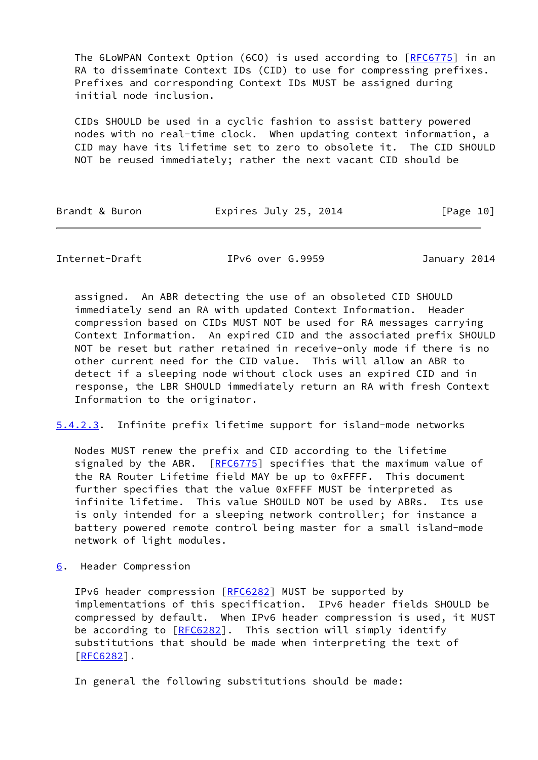The 6LoWPAN Context Option (6CO) is used according to [RFC6775] in an RA to disseminate Context IDs (CID) to use for compressing prefixes. Prefixes and corresponding Context IDs MUST be assigned during initial node inclusion.

CIDs SHOULD be used in a cyclic fashion to assist battery powered nodes with no real-time clock. When updating context information, a CID may have its lifetime set to zero to obsolete it. The CID SHOULD NOT be reused immediately; rather the next vacant CID should be assigned. An ABR detecting the use of an obsoleted CID SHOULD immediately send an RA with updated Context Information. Header compression based on CIDs MUST NOT be used for RA messages carrying Context Information. An expired CID and the associated prefix SHOULD NOT be reset but rather retained in receive-only mode if there is no other current need for the CID value. This will allow an ABR to detect if a sleeping node without clock uses an expired CID and in response, the LBR SHOULD immediately return an RA with fresh Context Information to the originator.

#### 5.4.2.3. Infinite prefix lifetime support for island-mode networks

Nodes MUST renew the prefix and CID according to the lifetime signaled by the ABR. [RFC6775] specifies that the maximum value of the RA Router Lifetime field MAY be up to 0xFFFF. This document further specifies that the value 0xFFFF MUST be interpreted as infinite lifetime. This value SHOULD NOT be used by ABRs. Its use is only intended for a sleeping network controller; for instance a battery powered remote control being master for a small island-mode network of light modules.

## 6. Header Compression

IPv6 header compression [RFC6282] MUST be supported by implementations of this specification. IPv6 header fields SHOULD be compressed by default. When IPv6 header compression is used, it MUST be according to [RFC6282]. This section will simply identify substitutions that should be made when interpreting the text of [RFC6282].

In general the following substitutions should be made: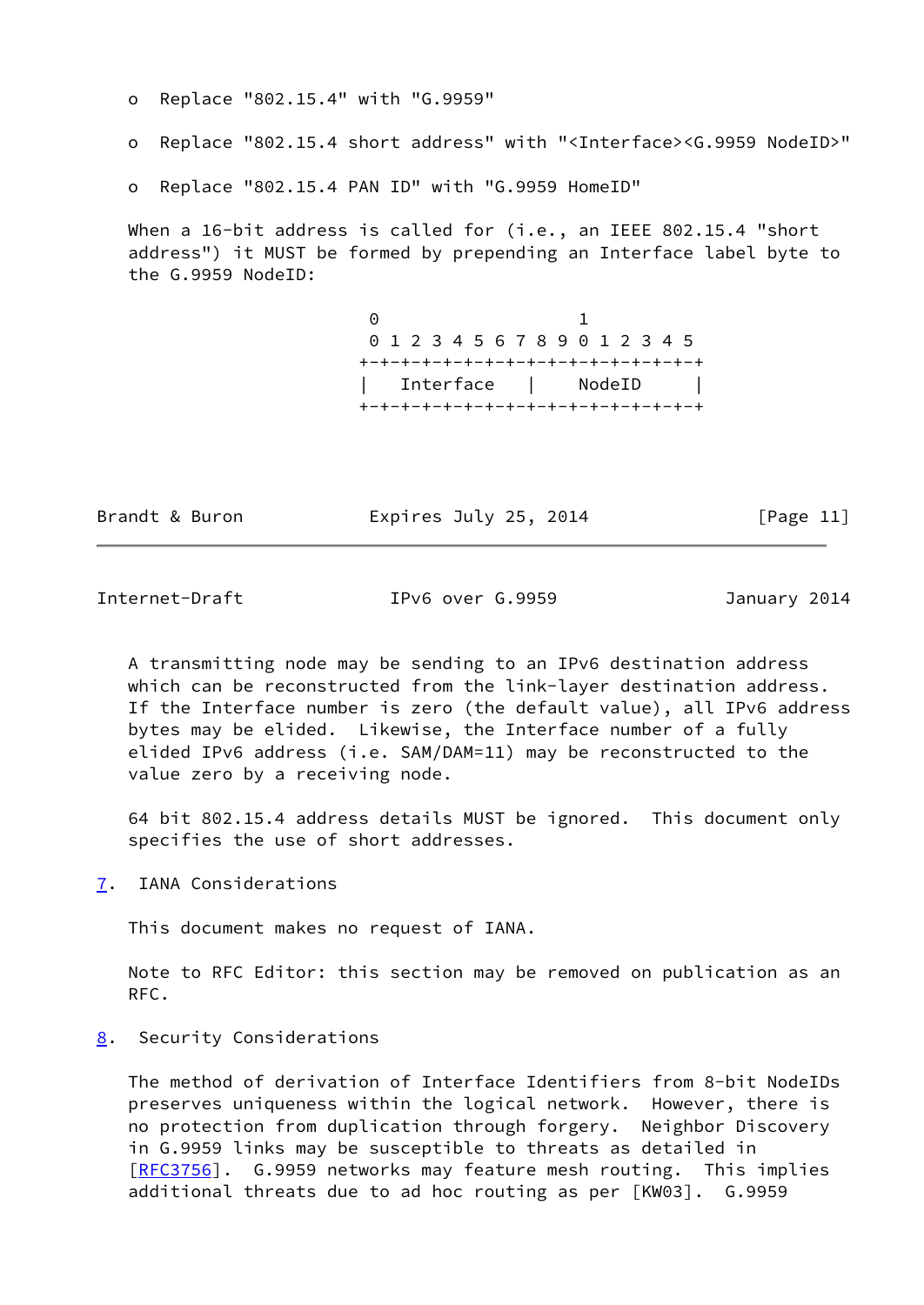- Replace "802.15.4" with "G.9959"
- Replace "802.15.4 short address" with "<Interface><G.9959 NodeID>"
- Replace "802.15.4 PAN ID" with "G.9959 HomeID"

When a 16-bit address is called for (i.e., an IEEE 802.15.4 "short address") it MUST be formed by prepending an Interface label byte to the G.9959 NodeID:

```
 0                   1
 0 1 2 3 4 5 6 7 8 9 0 1 2 3 4 5
+-+-+-+-+-+-+-+-+-+-+-+-+-+-+-+-+
|   Interface   |     NodeID    |
+-+-+-+-+-+-+-+-+-+-+-+-+-+-+-+-+
```

A transmitting node may be sending to an IPv6 destination address which can be reconstructed from the link-layer destination address. If the Interface number is zero (the default value), all IPv6 address bytes may be elided. Likewise, the Interface number of a fully elided IPv6 address (i.e. SAM/DAM=11) may be reconstructed to the value zero by a receiving node.

64 bit 802.15.4 address details MUST be ignored. This document only specifies the use of short addresses.

## 7. IANA Considerations

This document makes no request of IANA.

Note to RFC Editor: this section may be removed on publication as an RFC.

## 8. Security Considerations

The method of derivation of Interface Identifiers from 8-bit NodeIDs preserves uniqueness within the logical network. However, there is no protection from duplication through forgery. Neighbor Discovery in G.9959 links may be susceptible to threats as detailed in [RFC3756]. G.9959 networks may feature mesh routing. This implies additional threats due to ad hoc routing as per [KW03]. G.9959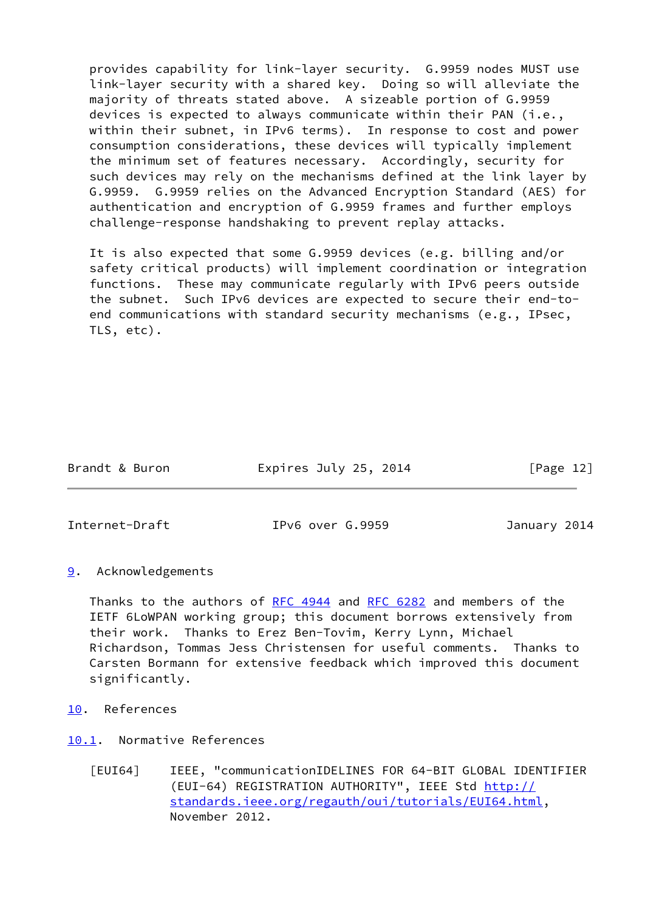provides capability for link-layer security. G.9959 nodes MUST use link-layer security with a shared key. Doing so will alleviate the majority of threats stated above. A sizeable portion of G.9959 devices is expected to always communicate within their PAN (i.e., within their subnet, in IPv6 terms). In response to cost and power consumption considerations, these devices will typically implement the minimum set of features necessary. Accordingly, security for such devices may rely on the mechanisms defined at the link layer by G.9959. G.9959 relies on the Advanced Encryption Standard (AES) for authentication and encryption of G.9959 frames and further employs challenge-response handshaking to prevent replay attacks.

It is also expected that some G.9959 devices (e.g. billing and/or safety critical products) will implement coordination or integration functions. These may communicate regularly with IPv6 peers outside the subnet. Such IPv6 devices are expected to secure their end-to-end communications with standard security mechanisms (e.g., IPsec, TLS, etc).

## 9. Acknowledgements

Thanks to the authors of RFC 4944 and RFC 6282 and members of the IETF 6LoWPAN working group; this document borrows extensively from their work. Thanks to Erez Ben-Tovim, Kerry Lynn, Michael Richardson, Tommas Jess Christensen for useful comments. Thanks to Carsten Bormann for extensive feedback which improved this document significantly.

## 10. References

### 10.1. Normative References

[EUI64] IEEE, "communicationIDELINES FOR 64-BIT GLOBAL IDENTIFIER (EUI-64) REGISTRATION AUTHORITY", IEEE Std http://standards.ieee.org/regauth/oui/tutorials/EUI64.html, November 2012.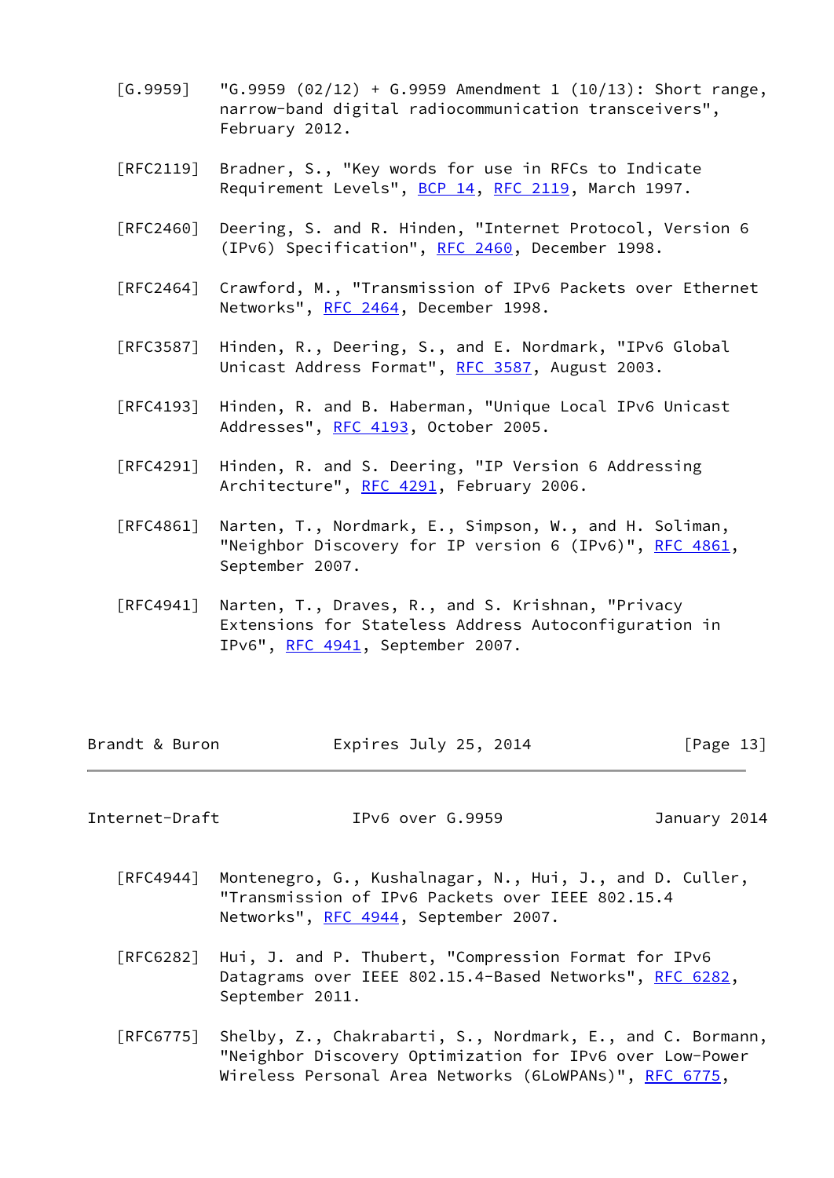[G.9959] "G.9959 (02/12) + G.9959 Amendment 1 (10/13): Short range, narrow-band digital radiocommunication transceivers", February 2012.

[RFC2119] Bradner, S., "Key words for use in RFCs to Indicate Requirement Levels", BCP 14, RFC 2119, March 1997.

[RFC2460] Deering, S. and R. Hinden, "Internet Protocol, Version 6 (IPv6) Specification", RFC 2460, December 1998.

[RFC2464] Crawford, M., "Transmission of IPv6 Packets over Ethernet Networks", RFC 2464, December 1998.

[RFC3587] Hinden, R., Deering, S., and E. Nordmark, "IPv6 Global Unicast Address Format", RFC 3587, August 2003.

[RFC4193] Hinden, R. and B. Haberman, "Unique Local IPv6 Unicast Addresses", RFC 4193, October 2005.

[RFC4291] Hinden, R. and S. Deering, "IP Version 6 Addressing Architecture", RFC 4291, February 2006.

[RFC4861] Narten, T., Nordmark, E., Simpson, W., and H. Soliman, "Neighbor Discovery for IP version 6 (IPv6)", RFC 4861, September 2007.

[RFC4941] Narten, T., Draves, R., and S. Krishnan, "Privacy Extensions for Stateless Address Autoconfiguration in IPv6", RFC 4941, September 2007.

[RFC4944] Montenegro, G., Kushalnagar, N., Hui, J., and D. Culler, "Transmission of IPv6 Packets over IEEE 802.15.4 Networks", RFC 4944, September 2007.

[RFC6282] Hui, J. and P. Thubert, "Compression Format for IPv6 Datagrams over IEEE 802.15.4-Based Networks", RFC 6282, September 2011.

[RFC6775] Shelby, Z., Chakrabarti, S., Nordmark, E., and C. Bormann, "Neighbor Discovery Optimization for IPv6 over Low-Power Wireless Personal Area Networks (6LoWPANs)", RFC 6775,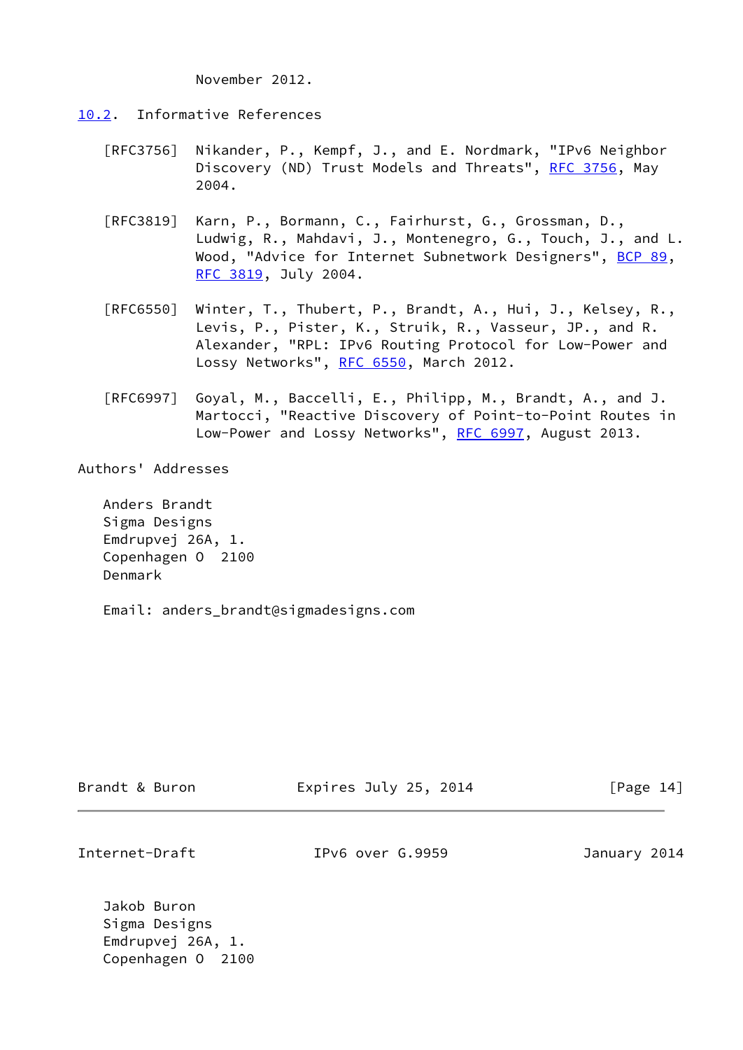November 2012.

## 10.2. Informative References

[RFC3756] Nikander, P., Kempf, J., and E. Nordmark, "IPv6 Neighbor Discovery (ND) Trust Models and Threats", RFC 3756, May 2004.

[RFC3819] Karn, P., Bormann, C., Fairhurst, G., Grossman, D., Ludwig, R., Mahdavi, J., Montenegro, G., Touch, J., and L. Wood, "Advice for Internet Subnetwork Designers", BCP 89, RFC 3819, July 2004.

[RFC6550] Winter, T., Thubert, P., Brandt, A., Hui, J., Kelsey, R., Levis, P., Pister, K., Struik, R., Vasseur, JP., and R. Alexander, "RPL: IPv6 Routing Protocol for Low-Power and Lossy Networks", RFC 6550, March 2012.

[RFC6997] Goyal, M., Baccelli, E., Philipp, M., Brandt, A., and J. Martocci, "Reactive Discovery of Point-to-Point Routes in Low-Power and Lossy Networks", RFC 6997, August 2013.

## Authors' Addresses

Anders Brandt
Sigma Designs
Emdrupvej 26A, 1.
Copenhagen O 2100
Denmark

Email: anders_brandt@sigmadesigns.com

Jakob Buron
Sigma Designs
Emdrupvej 26A, 1.
Copenhagen O 2100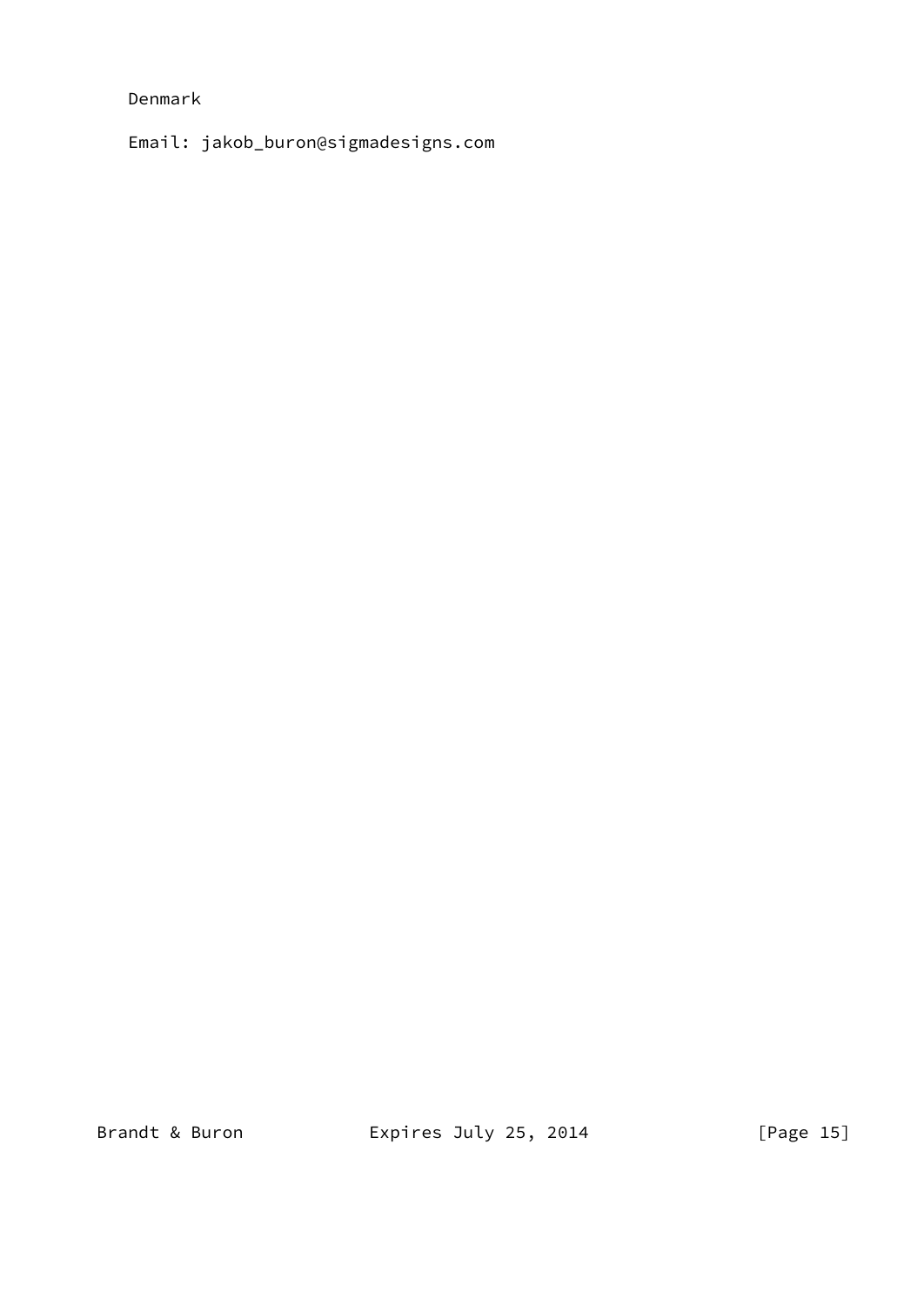Denmark

Email: jakob_buron@sigmadesigns.com